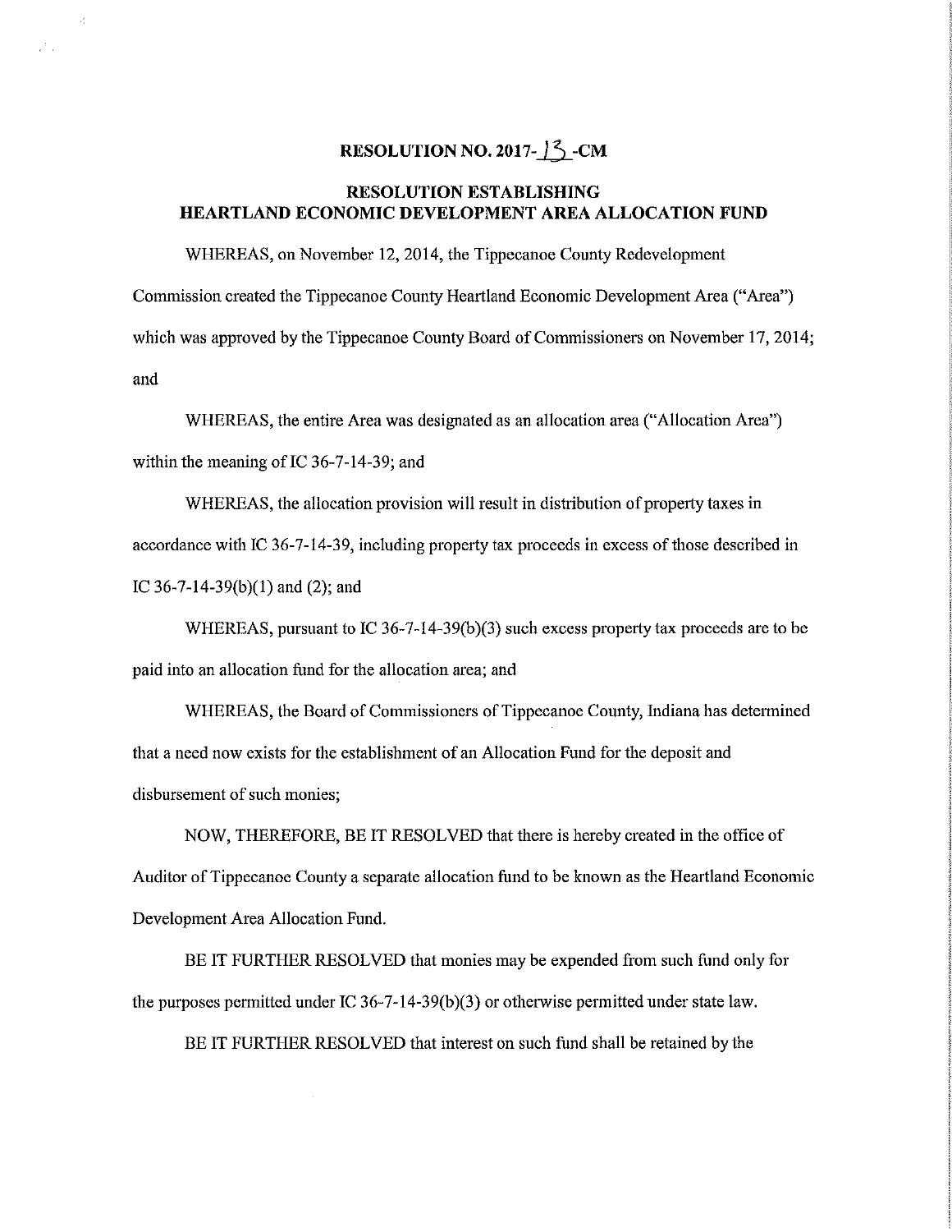# RESOLUTION NO. 2017-13-CM

## RESOLUTION ESTABLISHING HEARTLAND ECONOMIC DEVELOPMENT AREA ALLOCATION FUND

WHEREAS, on November 12, 2014, the Tippecanoe County Redevelopment Commission created the Tippecanoe County Heartland Economic Development Area ("Area") which was approved by the Tippecanoe County Board of Commissioners on November 17, 2014; and

WHEREAS, the entire Area was designated as an allocation area ("Allocation Area") within the meaning of IC 36-7-14-39; and

WHEREAS, the allocation provision will result in distribution of property taxes in accordance with IC 36-7-14-39, including property tax proceeds in excess of those described in IC 36-7-14-39(b)(1) and (2); and

WHEREAS, pursuant to IC 36-7-14-39(b)(3) such excess property tax proceeds are to be paid into an allocation fund for the allocation area; and

WHEREAS, the Board of Commissioners of Tippecanoe County, Indiana has determined that a need now exists for the establishment of an Allocation Fund for the deposit and disbursement of such monies;

NOW, THEREFORE, BE IT RESOLVED that there is hereby created in the office of Auditor of Tippecanoe County a separate allocation fund to be known as the Heartland Economic Development Area Allocation Fund.

BE IT FURTHER RESOLVED that monies may be expended from such fund only for the purposes permitted under IC 36-7-14-39(b)(3) or otherwise permitted under state law.

BE IT FURTHER RESOLVED that interest on such fund shall be retained by the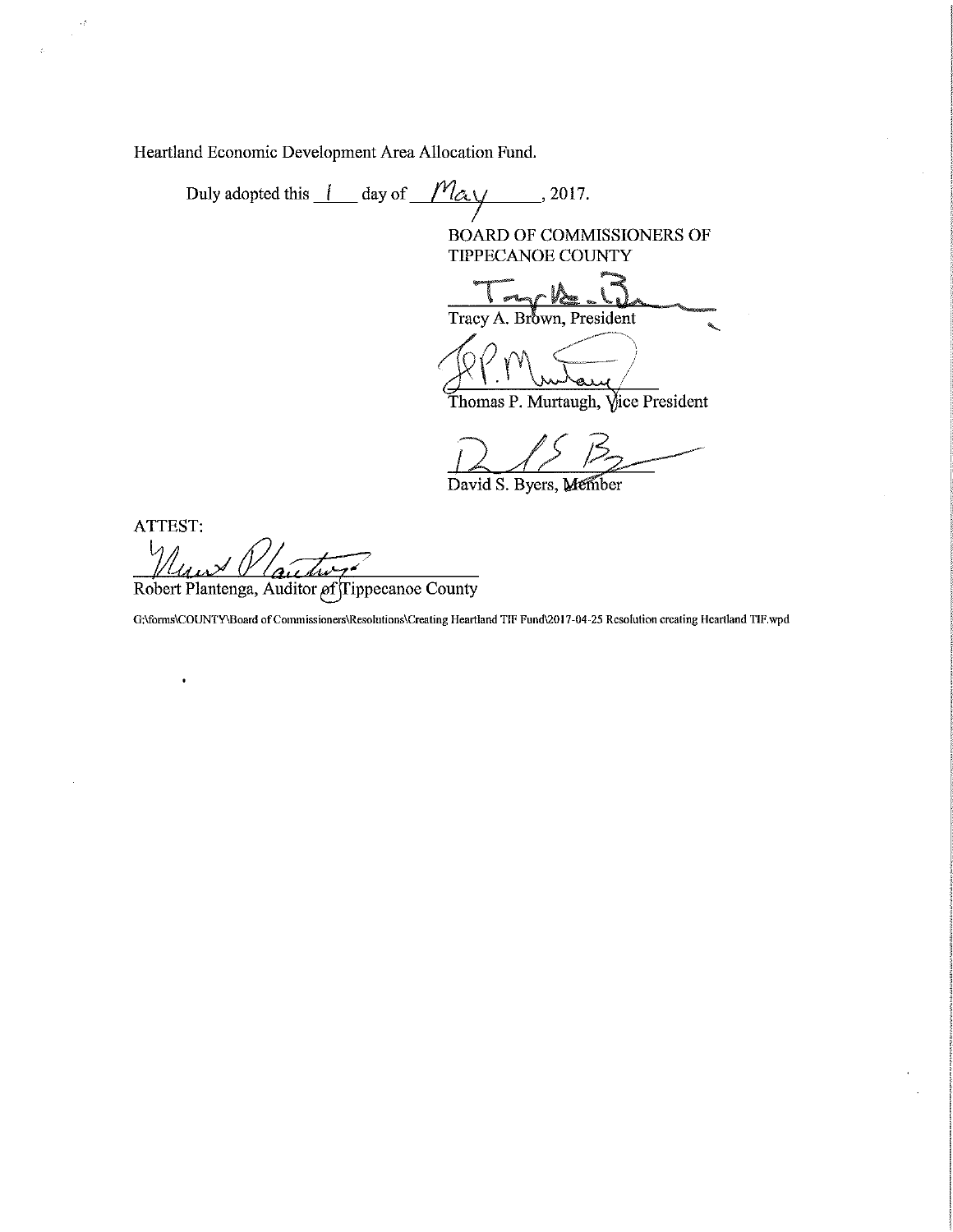Heartland Economic Development Area Allocation Fund.

Duly adopted this 1 day of May, 2017.

BOARD OF COMMISSIONERS OF
TIPPECANOE COUNTY

Tracy A. Brown, President

Thomas P. Murtaugh, Vice President

David S. Byers, Member

ATTEST:

Robert Plantenga, Auditor of Tippecanoe County

G:\forms\COUNTY\Board of Commissioners\Resolutions\Creating Heartland TIF Fund\2017-04-25 Resolution creating Heartland TIF.wpd